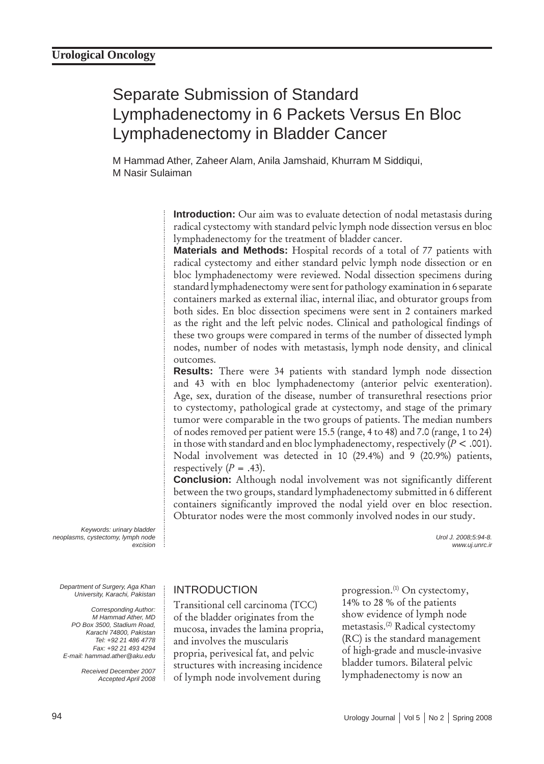Urological Oncology

# Separate Submission of Standard Lymphadenectomy in 6 Packets Versus En Bloc Lymphadenectomy in Bladder Cancer

M Hammad Ather, Zaheer Alam, Anila Jamshaid, Khurram M Siddiqui, M Nasir Sulaiman

**Introduction:** Our aim was to evaluate detection of nodal metastasis during radical cystectomy with standard pelvic lymph node dissection versus en bloc lymphadenectomy for the treatment of bladder cancer.

**Materials and Methods:** Hospital records of a total of 77 patients with radical cystectomy and either standard pelvic lymph node dissection or en bloc lymphadenectomy were reviewed. Nodal dissection specimens during standard lymphadenectomy were sent for pathology examination in 6 separate containers marked as external iliac, internal iliac, and obturator groups from both sides. En bloc dissection specimens were sent in 2 containers marked as the right and the left pelvic nodes. Clinical and pathological findings of these two groups were compared in terms of the number of dissected lymph nodes, number of nodes with metastasis, lymph node density, and clinical outcomes.

**Results:** There were 34 patients with standard lymph node dissection and 43 with en bloc lymphadenectomy (anterior pelvic exenteration). Age, sex, duration of the disease, number of transurethral resections prior to cystectomy, pathological grade at cystectomy, and stage of the primary tumor were comparable in the two groups of patients. The median numbers of nodes removed per patient were 15.5 (range, 4 to 48) and 7.0 (range, 1 to 24) in those with standard and en bloc lymphadenectomy, respectively ($P < .001$). Nodal involvement was detected in 10 (29.4%) and 9 (20.9%) patients, respectively ($P = .43$).

**Conclusion:** Although nodal involvement was not significantly different between the two groups, standard lymphadenectomy submitted in 6 different containers significantly improved the nodal yield over en bloc resection. Obturator nodes were the most commonly involved nodes in our study.

*Keywords: urinary bladder neoplasms, cystectomy, lymph node excision*

*Urol J. 2008;5:94-8.*
*www.uj.unrc.ir*

*Department of Surgery, Aga Khan University, Karachi, Pakistan*

*Corresponding Author:*
*M Hammad Ather, MD*
*PO Box 3500, Stadium Road, Karachi 74800, Pakistan*
*Tel: +92 21 486 4778*
*Fax: +92 21 493 4294*
*E-mail: hammad.ather@aku.edu*

*Received December 2007*
*Accepted April 2008*

## INTRODUCTION

Transitional cell carcinoma (TCC) of the bladder originates from the mucosa, invades the lamina propria, and involves the muscularis propria, perivesical fat, and pelvic structures with increasing incidence of lymph node involvement during progression.[1] On cystectomy, 14% to 28 % of the patients show evidence of lymph node metastasis.[2] Radical cystectomy (RC) is the standard management of high-grade and muscle-invasive bladder tumors. Bilateral pelvic lymphadenectomy is now an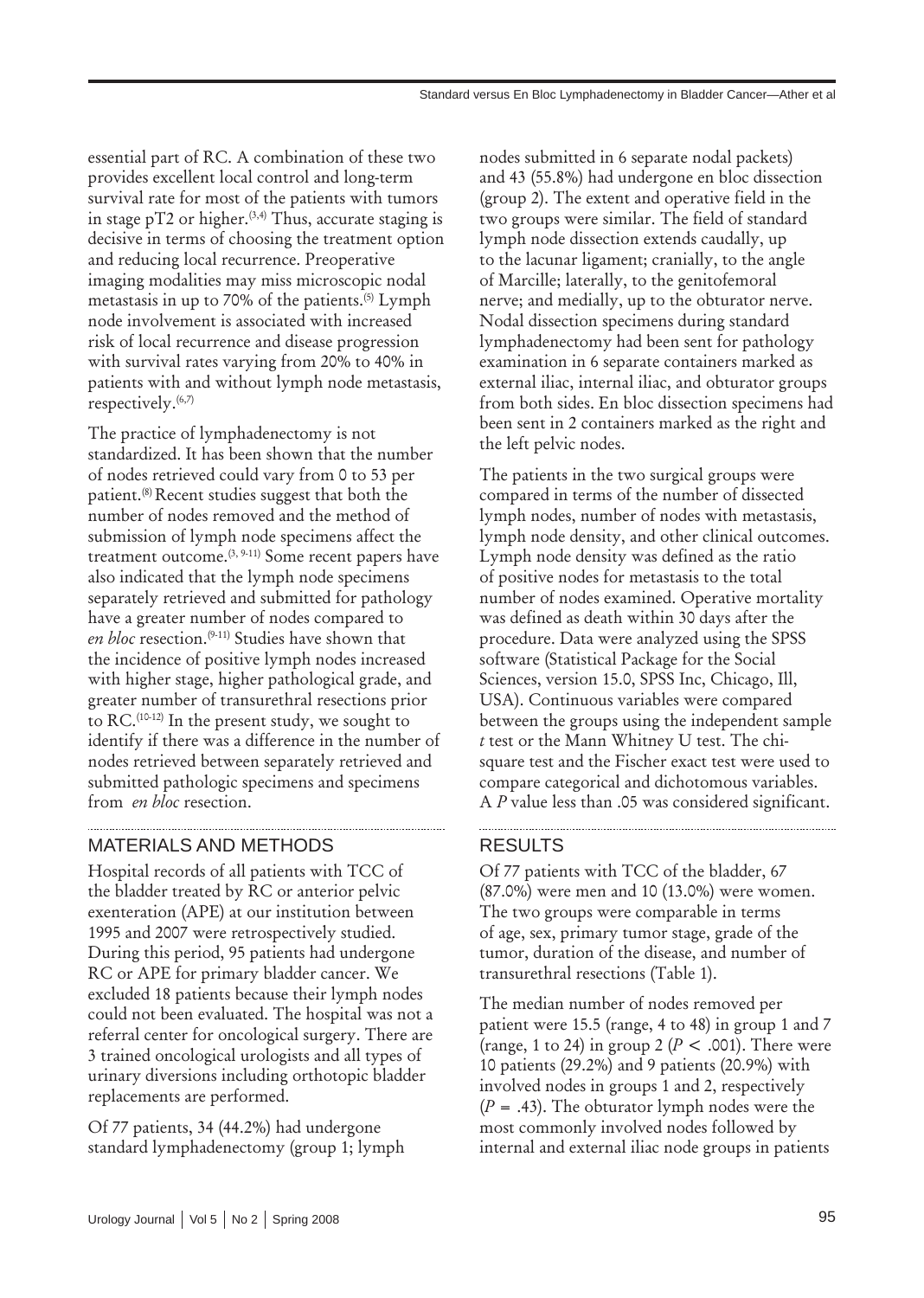essential part of RC. A combination of these two provides excellent local control and long-term survival rate for most of the patients with tumors in stage pT2 or higher.[3,4] Thus, accurate staging is decisive in terms of choosing the treatment option and reducing local recurrence. Preoperative imaging modalities may miss microscopic nodal metastasis in up to 70% of the patients.[5] Lymph node involvement is associated with increased risk of local recurrence and disease progression with survival rates varying from 20% to 40% in patients with and without lymph node metastasis, respectively.[6,7]

The practice of lymphadenectomy is not standardized. It has been shown that the number of nodes retrieved could vary from 0 to 53 per patient.[8] Recent studies suggest that both the number of nodes removed and the method of submission of lymph node specimens affect the treatment outcome.[3, 9-11] Some recent papers have also indicated that the lymph node specimens separately retrieved and submitted for pathology have a greater number of nodes compared to *en bloc* resection.[9-11] Studies have shown that the incidence of positive lymph nodes increased with higher stage, higher pathological grade, and greater number of transurethral resections prior to RC.[10-12] In the present study, we sought to identify if there was a difference in the number of nodes retrieved between separately retrieved and submitted pathologic specimens and specimens from *en bloc* resection.

## MATERIALS AND METHODS

Hospital records of all patients with TCC of the bladder treated by RC or anterior pelvic exenteration (APE) at our institution between 1995 and 2007 were retrospectively studied. During this period, 95 patients had undergone RC or APE for primary bladder cancer. We excluded 18 patients because their lymph nodes could not been evaluated. The hospital was not a referral center for oncological surgery. There are 3 trained oncological urologists and all types of urinary diversions including orthotopic bladder replacements are performed.

Of 77 patients, 34 (44.2%) had undergone standard lymphadenectomy (group 1; lymph nodes submitted in 6 separate nodal packets) and 43 (55.8%) had undergone en bloc dissection (group 2). The extent and operative field in the two groups were similar. The field of standard lymph node dissection extends caudally, up to the lacunar ligament; cranially, to the angle of Marcille; laterally, to the genitofemoral nerve; and medially, up to the obturator nerve. Nodal dissection specimens during standard lymphadenectomy had been sent for pathology examination in 6 separate containers marked as external iliac, internal iliac, and obturator groups from both sides. En bloc dissection specimens had been sent in 2 containers marked as the right and the left pelvic nodes.

The patients in the two surgical groups were compared in terms of the number of dissected lymph nodes, number of nodes with metastasis, lymph node density, and other clinical outcomes. Lymph node density was defined as the ratio of positive nodes for metastasis to the total number of nodes examined. Operative mortality was defined as death within 30 days after the procedure. Data were analyzed using the SPSS software (Statistical Package for the Social Sciences, version 15.0, SPSS Inc, Chicago, Ill, USA). Continuous variables were compared between the groups using the independent sample *t* test or the Mann Whitney U test. The chi-square test and the Fischer exact test were used to compare categorical and dichotomous variables. A $P$ value less than .05 was considered significant.

## RESULTS

Of 77 patients with TCC of the bladder, 67 (87.0%) were men and 10 (13.0%) were women. The two groups were comparable in terms of age, sex, primary tumor stage, grade of the tumor, duration of the disease, and number of transurethral resections (Table 1).

The median number of nodes removed per patient were 15.5 (range, 4 to 48) in group 1 and 7 (range, 1 to 24) in group 2 ($P < .001$). There were 10 patients (29.2%) and 9 patients (20.9%) with involved nodes in groups 1 and 2, respectively ($P = .43$). The obturator lymph nodes were the most commonly involved nodes followed by internal and external iliac node groups in patients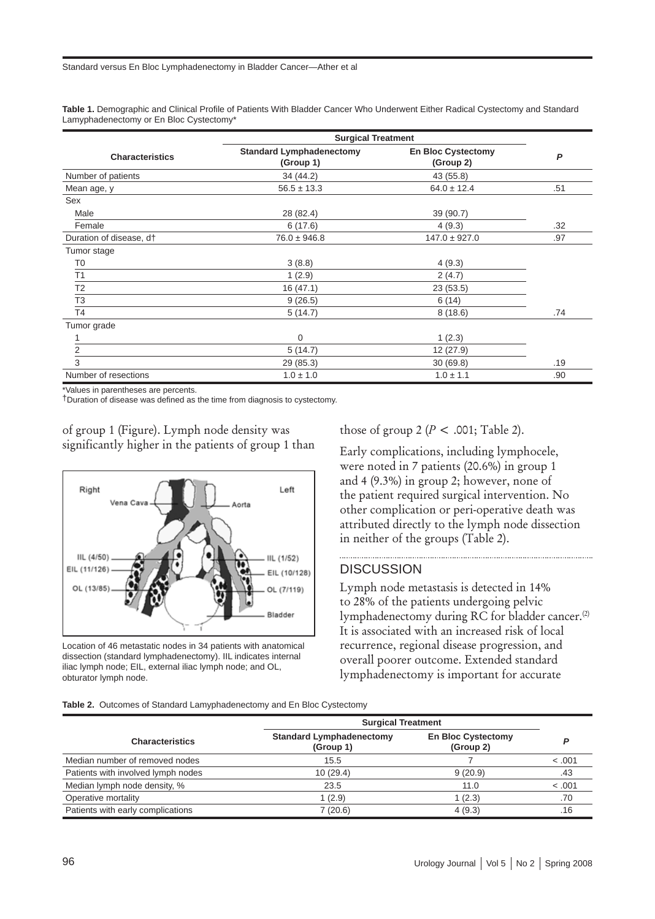**Table 1.** Demographic and Clinical Profile of Patients With Bladder Cancer Who Underwent Either Radical Cystectomy and Standard Lamyphadenectomy or En Bloc Cystectomy*

| Characteristics | Surgical Treatment | | P |
|---|---|---|---|
| | Standard Lymphadenectomy (Group 1) | En Bloc Cystectomy (Group 2) | |
| Number of patients | 34 (44.2) | 43 (55.8) | |
| Mean age, y | 56.5 ± 13.3 | 64.0 ± 12.4 | .51 |
| Sex | | | |
| Male | 28 (82.4) | 39 (90.7) | |
| Female | 6 (17.6) | 4 (9.3) | .32 |
| Duration of disease, d† | 76.0 ± 946.8 | 147.0 ± 927.0 | .97 |
| Tumor stage | | | |
| T0 | 3 (8.8) | 4 (9.3) | |
| T1 | 1 (2.9) | 2 (4.7) | |
| T2 | 16 (47.1) | 23 (53.5) | |
| T3 | 9 (26.5) | 6 (14) | |
| T4 | 5 (14.7) | 8 (18.6) | .74 |
| Tumor grade | | | |
| 1 | 0 | 1 (2.3) | |
| 2 | 5 (14.7) | 12 (27.9) | |
| 3 | 29 (85.3) | 30 (69.8) | .19 |
| Number of resections | 1.0 ± 1.0 | 1.0 ± 1.1 | .90 |

*Values in parentheses are percents.
†Duration of disease was defined as the time from diagnosis to cystectomy.

of group 1 (Figure). Lymph node density was significantly higher in the patients of group 1 than those of group 2 ($P < .001$; Table 2).

Right | Vena Cava | Aorta | Left | IIL (4/50) | EIL (11/126) | OL (13/85) | IIL (1/52) | EIL (10/128) | OL (7/119) | Bladder

Location of 46 metastatic nodes in 34 patients with anatomical dissection (standard lymphadenectomy). IIL indicates internal iliac lymph node; EIL, external iliac lymph node; and OL, obturator lymph node.

Early complications, including lymphocele, were noted in 7 patients (20.6%) in group 1 and 4 (9.3%) in group 2; however, none of the patient required surgical intervention. No other complication or peri-operative death was attributed directly to the lymph node dissection in neither of the groups (Table 2).

## DISCUSSION

Lymph node metastasis is detected in 14% to 28% of the patients undergoing pelvic lymphadenectomy during RC for bladder cancer.[2] It is associated with an increased risk of local recurrence, regional disease progression, and overall poorer outcome. Extended standard lymphadenectomy is important for accurate

**Table 2.** Outcomes of Standard Lamyphadenectomy and En Bloc Cystectomy

| Characteristics | Surgical Treatment | | P |
|---|---|---|---|
| | Standard Lymphadenectomy (Group 1) | En Bloc Cystectomy (Group 2) | |
| Median number of removed nodes | 15.5 | 7 | < .001 |
| Patients with involved lymph nodes | 10 (29.4) | 9 (20.9) | .43 |
| Median lymph node density, % | 23.5 | 11.0 | < .001 |
| Operative mortality | 1 (2.9) | 1 (2.3) | .70 |
| Patients with early complications | 7 (20.6) | 4 (9.3) | .16 |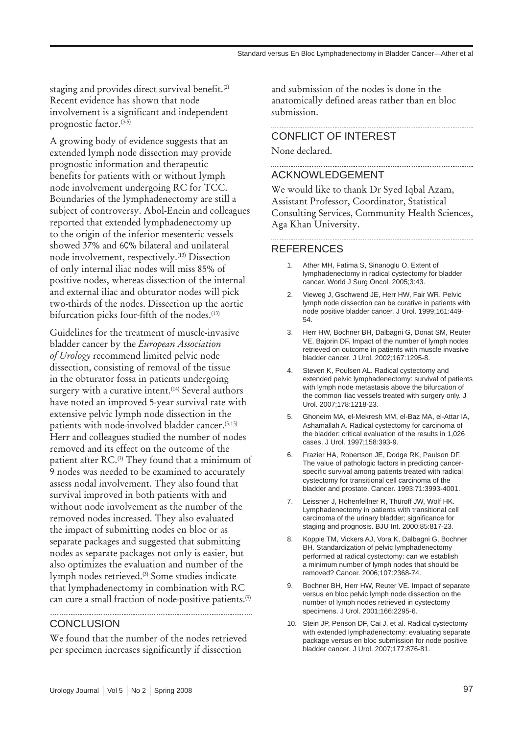staging and provides direct survival benefit.[2] Recent evidence has shown that node involvement is a significant and independent prognostic factor.[3-5]

A growing body of evidence suggests that an extended lymph node dissection may provide prognostic information and therapeutic benefits for patients with or without lymph node involvement undergoing RC for TCC. Boundaries of the lymphadenectomy are still a subject of controversy. Abol-Enein and colleagues reported that extended lymphadenectomy up to the origin of the inferior mesenteric vessels showed 37% and 60% bilateral and unilateral node involvement, respectively.[13] Dissection of only internal iliac nodes will miss 85% of positive nodes, whereas dissection of the internal and external iliac and obturator nodes will pick two-thirds of the nodes. Dissection up the aortic bifurcation picks four-fifth of the nodes.[13]

Guidelines for the treatment of muscle-invasive bladder cancer by the *European Association of Urology* recommend limited pelvic node dissection, consisting of removal of the tissue in the obturator fossa in patients undergoing surgery with a curative intent.[14] Several authors have noted an improved 5-year survival rate with extensive pelvic lymph node dissection in the patients with node-involved bladder cancer.[5,15] Herr and colleagues studied the number of nodes removed and its effect on the outcome of the patient after RC.[3] They found that a minimum of 9 nodes was needed to be examined to accurately assess nodal involvement. They also found that survival improved in both patients with and without node involvement as the number of the removed nodes increased. They also evaluated the impact of submitting nodes en bloc or as separate packages and suggested that submitting nodes as separate packages not only is easier, but also optimizes the evaluation and number of the lymph nodes retrieved.[3] Some studies indicate that lymphadenectomy in combination with RC can cure a small fraction of node-positive patients.[9]

## CONCLUSION

We found that the number of the nodes retrieved per specimen increases significantly if dissection and submission of the nodes is done in the anatomically defined areas rather than en bloc submission.

## CONFLICT OF INTEREST

None declared.

## ACKNOWLEDGEMENT

We would like to thank Dr Syed Iqbal Azam, Assistant Professor, Coordinator, Statistical Consulting Services, Community Health Sciences, Aga Khan University.

## REFERENCES

1. Ather MH, Fatima S, Sinanoglu O. Extent of lymphadenectomy in radical cystectomy for bladder cancer. World J Surg Oncol. 2005;3:43.
2. Vieweg J, Gschwend JE, Herr HW, Fair WR. Pelvic lymph node dissection can be curative in patients with node positive bladder cancer. J Urol. 1999;161:449-54.
3. Herr HW, Bochner BH, Dalbagni G, Donat SM, Reuter VE, Bajorin DF. Impact of the number of lymph nodes retrieved on outcome in patients with muscle invasive bladder cancer. J Urol. 2002;167:1295-8.
4. Steven K, Poulsen AL. Radical cystectomy and extended pelvic lymphadenectomy: survival of patients with lymph node metastasis above the bifurcation of the common iliac vessels treated with surgery only. J Urol. 2007;178:1218-23.
5. Ghoneim MA, el-Mekresh MM, el-Baz MA, el-Attar IA, Ashamallah A. Radical cystectomy for carcinoma of the bladder: critical evaluation of the results in 1,026 cases. J Urol. 1997;158:393-9.
6. Frazier HA, Robertson JE, Dodge RK, Paulson DF. The value of pathologic factors in predicting cancer-specific survival among patients treated with radical cystectomy for transitional cell carcinoma of the bladder and prostate. Cancer. 1993;71:3993-4001.
7. Leissner J, Hohenfellner R, Thüroff JW, Wolf HK. Lymphadenectomy in patients with transitional cell carcinoma of the urinary bladder; significance for staging and prognosis. BJU Int. 2000;85:817-23.
8. Koppie TM, Vickers AJ, Vora K, Dalbagni G, Bochner BH. Standardization of pelvic lymphadenectomy performed at radical cystectomy: can we establish a minimum number of lymph nodes that should be removed? Cancer. 2006;107:2368-74.
9. Bochner BH, Herr HW, Reuter VE. Impact of separate versus en bloc pelvic lymph node dissection on the number of lymph nodes retrieved in cystectomy specimens. J Urol. 2001;166:2295-6.
10. Stein JP, Penson DF, Cai J, et al. Radical cystectomy with extended lymphadenectomy: evaluating separate package versus en bloc submission for node positive bladder cancer. J Urol. 2007;177:876-81.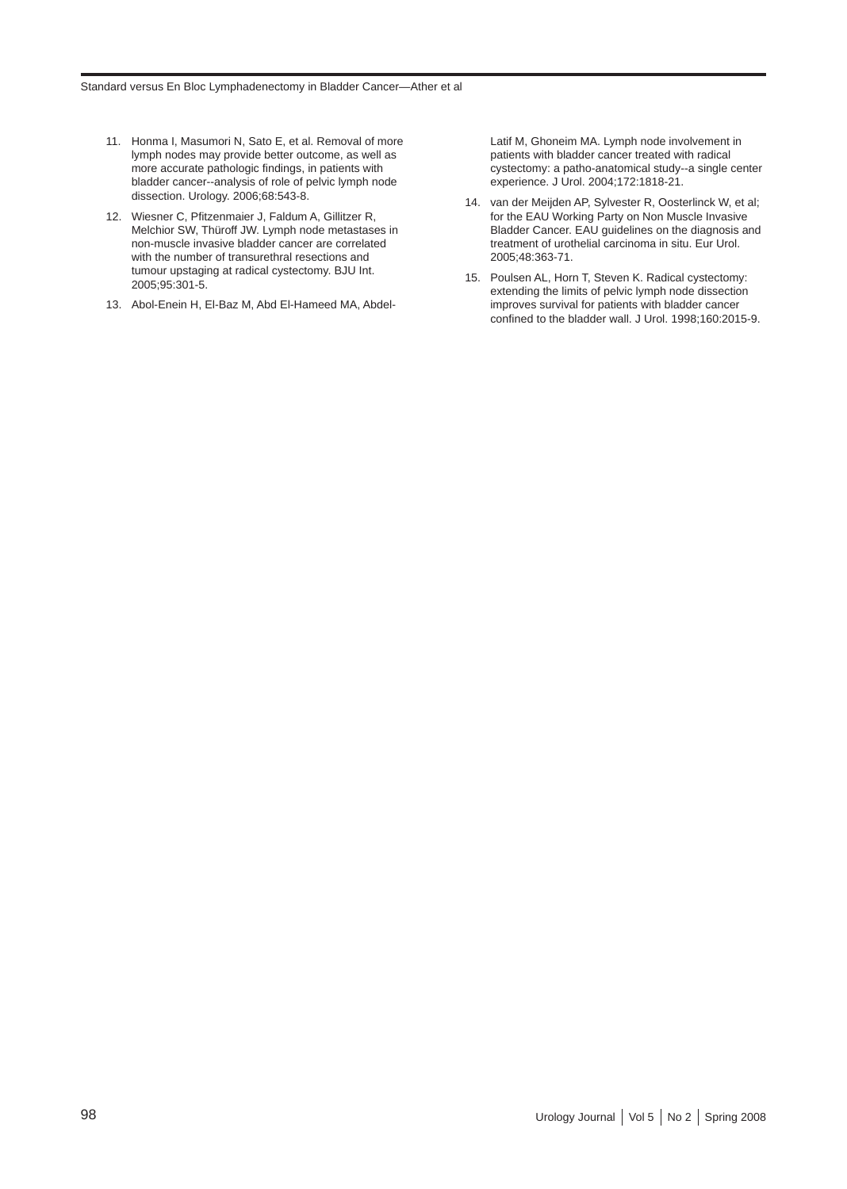11. Honma I, Masumori N, Sato E, et al. Removal of more lymph nodes may provide better outcome, as well as more accurate pathologic findings, in patients with bladder cancer--analysis of role of pelvic lymph node dissection. Urology. 2006;68:543-8.

12. Wiesner C, Pfitzenmaier J, Faldum A, Gillitzer R, Melchior SW, Thüroff JW. Lymph node metastases in non-muscle invasive bladder cancer are correlated with the number of transurethral resections and tumour upstaging at radical cystectomy. BJU Int. 2005;95:301-5.

13. Abol-Enein H, El-Baz M, Abd El-Hameed MA, Abdel-Latif M, Ghoneim MA. Lymph node involvement in patients with bladder cancer treated with radical cystectomy: a patho-anatomical study--a single center experience. J Urol. 2004;172:1818-21.

14. van der Meijden AP, Sylvester R, Oosterlinck W, et al; for the EAU Working Party on Non Muscle Invasive Bladder Cancer. EAU guidelines on the diagnosis and treatment of urothelial carcinoma in situ. Eur Urol. 2005;48:363-71.

15. Poulsen AL, Horn T, Steven K. Radical cystectomy: extending the limits of pelvic lymph node dissection improves survival for patients with bladder cancer confined to the bladder wall. J Urol. 1998;160:2015-9.